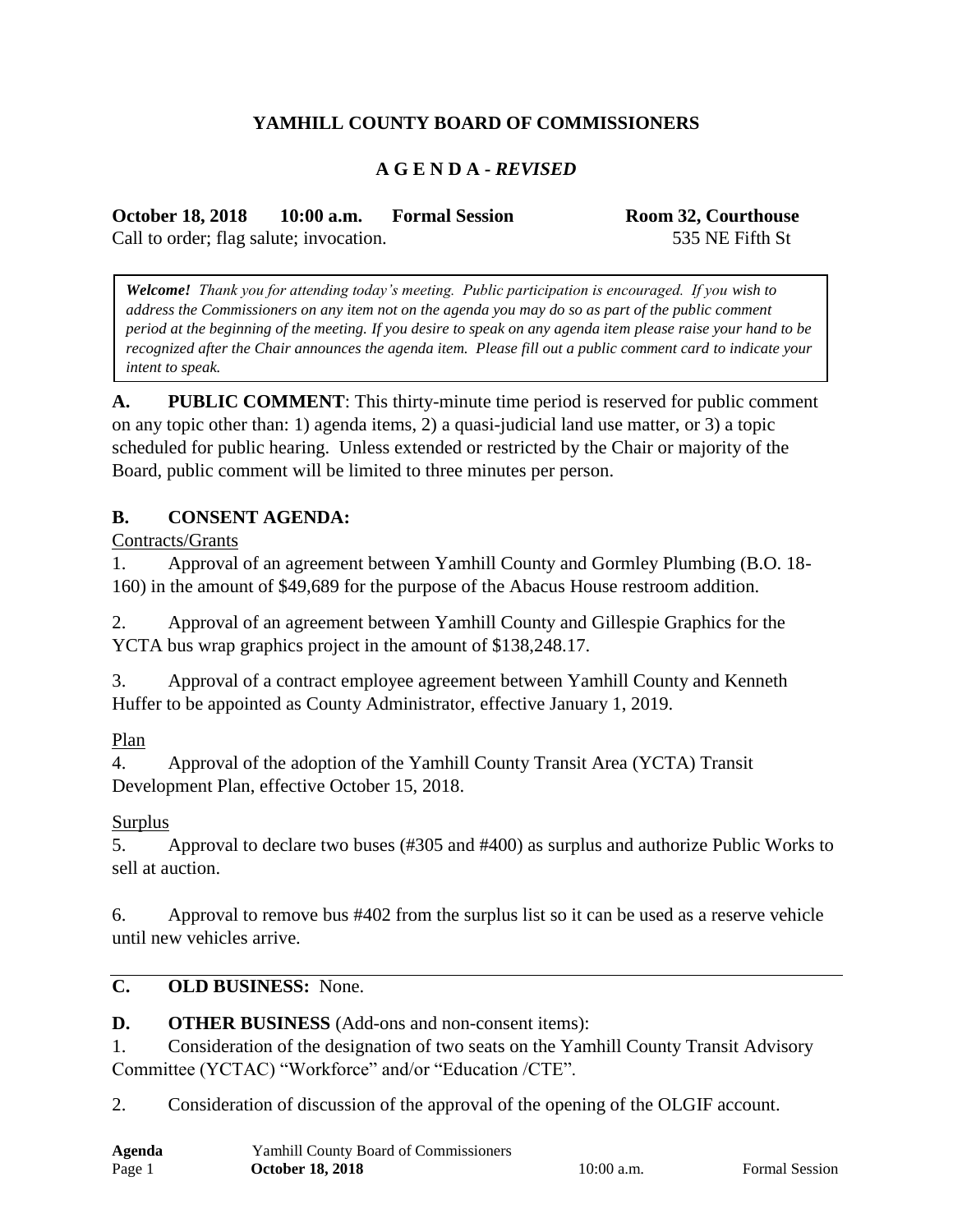# YAMHILL COUNTY BOARD OF COMMISSIONERS

## A G E N D A - *REVISED*

**October 18, 2018 10:00 a.m. Formal Session Room 32, Courthouse**

Call to order; flag salute; invocation. 535 NE Fifth St

> ***Welcome!*** *Thank you for attending today's meeting. Public participation is encouraged. If you wish to address the Commissioners on any item not on the agenda you may do so as part of the public comment period at the beginning of the meeting. If you desire to speak on any agenda item please raise your hand to be recognized after the Chair announces the agenda item. Please fill out a public comment card to indicate your intent to speak.*

**A. PUBLIC COMMENT**: This thirty-minute time period is reserved for public comment on any topic other than: 1) agenda items, 2) a quasi-judicial land use matter, or 3) a topic scheduled for public hearing. Unless extended or restricted by the Chair or majority of the Board, public comment will be limited to three minutes per person.

**B. CONSENT AGENDA:**

Contracts/Grants

1. Approval of an agreement between Yamhill County and Gormley Plumbing (B.O. 18-160) in the amount of $49,689 for the purpose of the Abacus House restroom addition.

2. Approval of an agreement between Yamhill County and Gillespie Graphics for the YCTA bus wrap graphics project in the amount of $138,248.17.

3. Approval of a contract employee agreement between Yamhill County and Kenneth Huffer to be appointed as County Administrator, effective January 1, 2019.

Plan

4. Approval of the adoption of the Yamhill County Transit Area (YCTA) Transit Development Plan, effective October 15, 2018.

Surplus

5. Approval to declare two buses (#305 and #400) as surplus and authorize Public Works to sell at auction.

6. Approval to remove bus #402 from the surplus list so it can be used as a reserve vehicle until new vehicles arrive.

**C. OLD BUSINESS:** None.

**D. OTHER BUSINESS** (Add-ons and non-consent items):

1. Consideration of the designation of two seats on the Yamhill County Transit Advisory Committee (YCTAC) "Workforce" and/or "Education /CTE".

2. Consideration of discussion of the approval of the opening of the OLGIF account.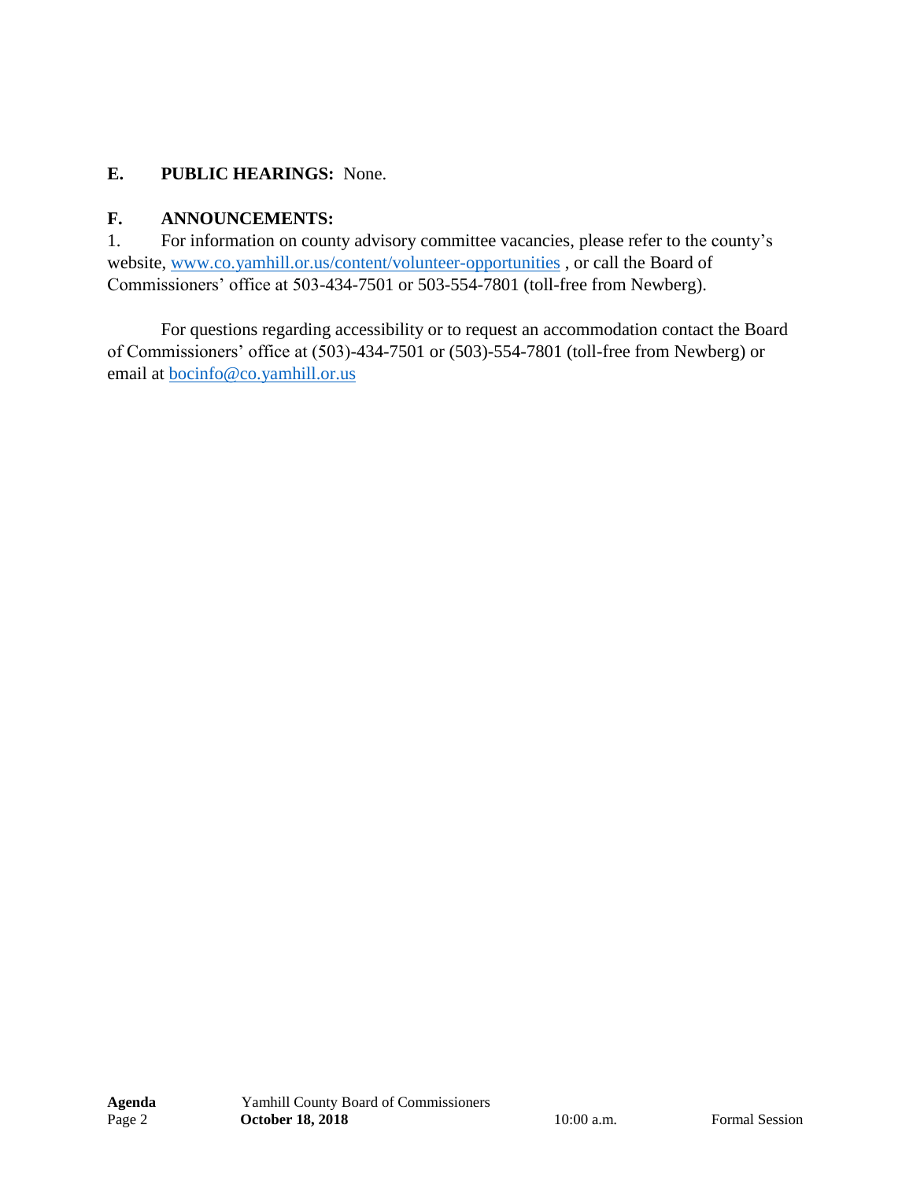**E. PUBLIC HEARINGS:** None.

**F. ANNOUNCEMENTS:**

1. For information on county advisory committee vacancies, please refer to the county's website, [www.co.yamhill.or.us/content/volunteer-opportunities](http://www.co.yamhill.or.us/content/volunteer-opportunities) , or call the Board of Commissioners' office at 503-434-7501 or 503-554-7801 (toll-free from Newberg).

For questions regarding accessibility or to request an accommodation contact the Board of Commissioners' office at (503)-434-7501 or (503)-554-7801 (toll-free from Newberg) or email at [bocinfo@co.yamhill.or.us](mailto:bocinfo@co.yamhill.or.us)